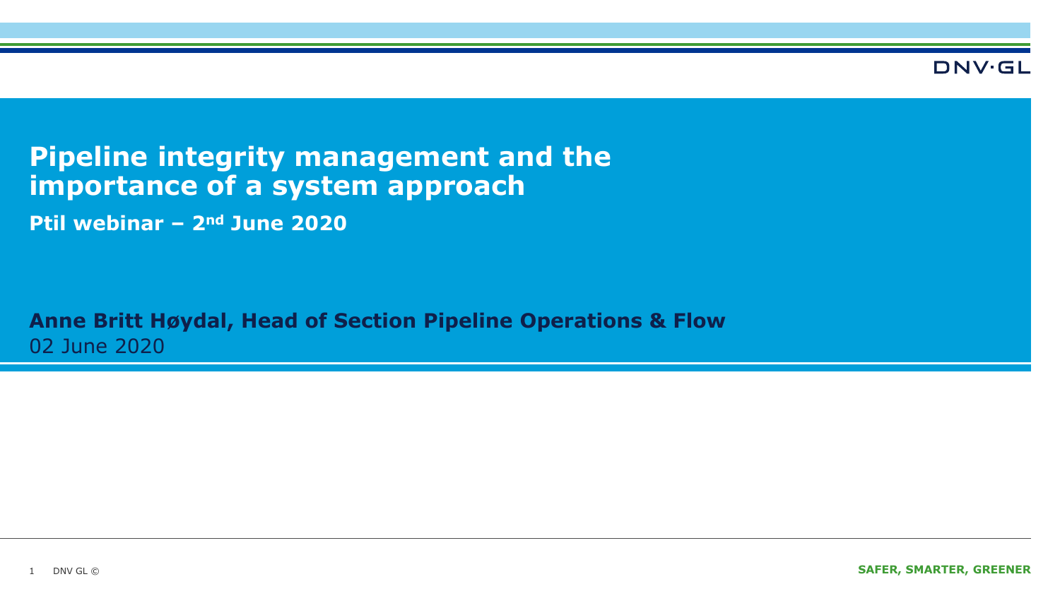# Pipeline integrity management and the importance of a system approach

**Ptil webinar – 2nd June 2020**

**Anne Britt Høydal, Head of Section Pipeline Operations & Flow**

02 June 2020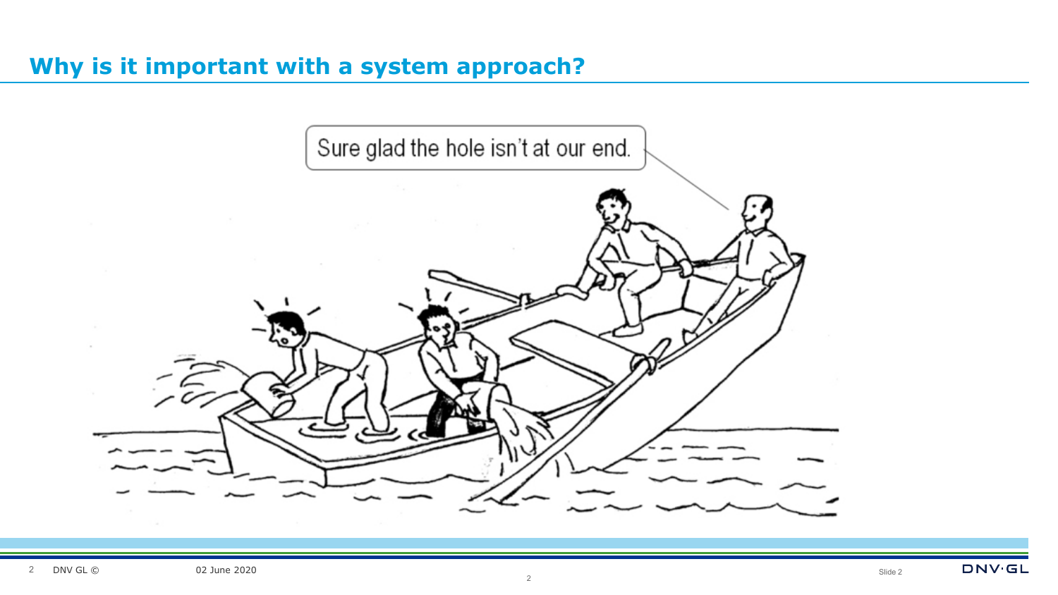## Why is it important with a system approach?

Sure glad the hole isn't at our end.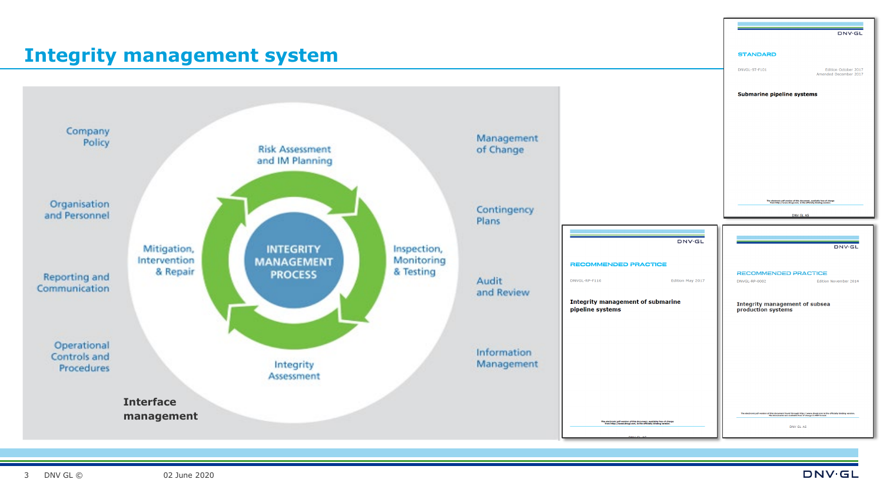# Integrity management system

**Company Policy**

**Organisation and Personnel**

**Reporting and Communication**

**Operational Controls and Procedures**

**INTEGRITY MANAGEMENT PROCESS**

- Risk Assessment and IM Planning
- Inspection, Monitoring & Testing
- Integrity Assessment
- Mitigation, Intervention & Repair

**Management of Change**

**Contingency Plans**

**Audit and Review**

**Information Management**

**Interface management**

---

DNV·GL

STANDARD

DNVGL-ST-F101 — Edition October 2017, Amended December 2017

**Submarine pipeline systems**

---

DNV·GL

RECOMMENDED PRACTICE

DNVGL-RP-F116 — Edition May 2017

**Integrity management of submarine pipeline systems**

---

DNV·GL

RECOMMENDED PRACTICE

DNVGL-RP-0002 — Edition November 2014

**Integrity management of subsea production systems**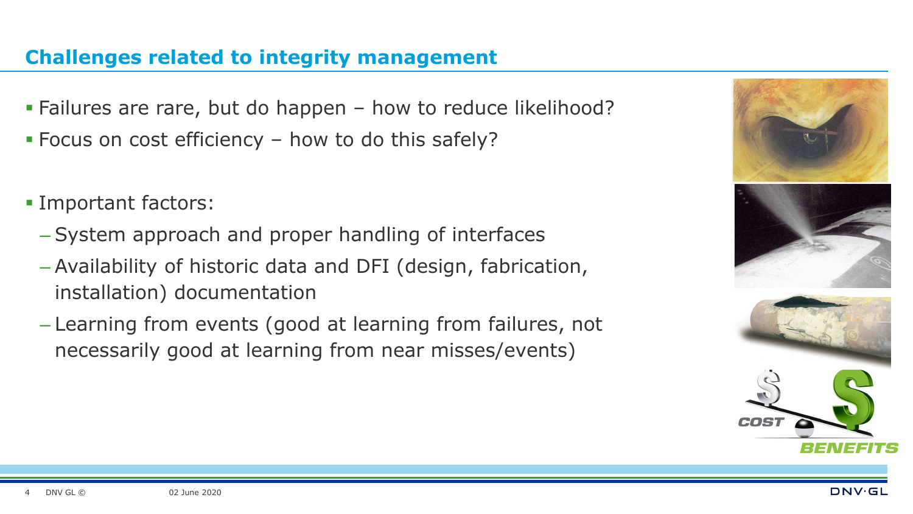## Challenges related to integrity management

- Failures are rare, but do happen – how to reduce likelihood?
- Focus on cost efficiency – how to do this safely?

- Important factors:
  - System approach and proper handling of interfaces
  - Availability of historic data and DFI (design, fabrication, installation) documentation
  - Learning from events (good at learning from failures, not necessarily good at learning from near misses/events)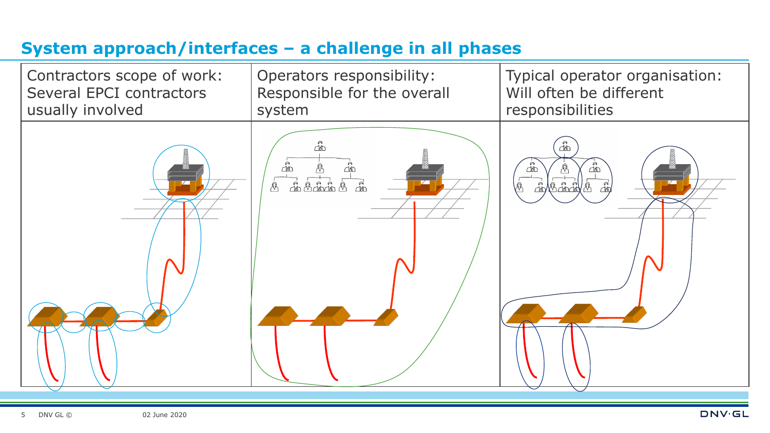## System approach/interfaces – a challenge in all phases

| Contractors scope of work: Several EPCI contractors usually involved | Operators responsibility: Responsible for the overall system | Typical operator organisation: Will often be different responsibilities |
| --- | --- | --- |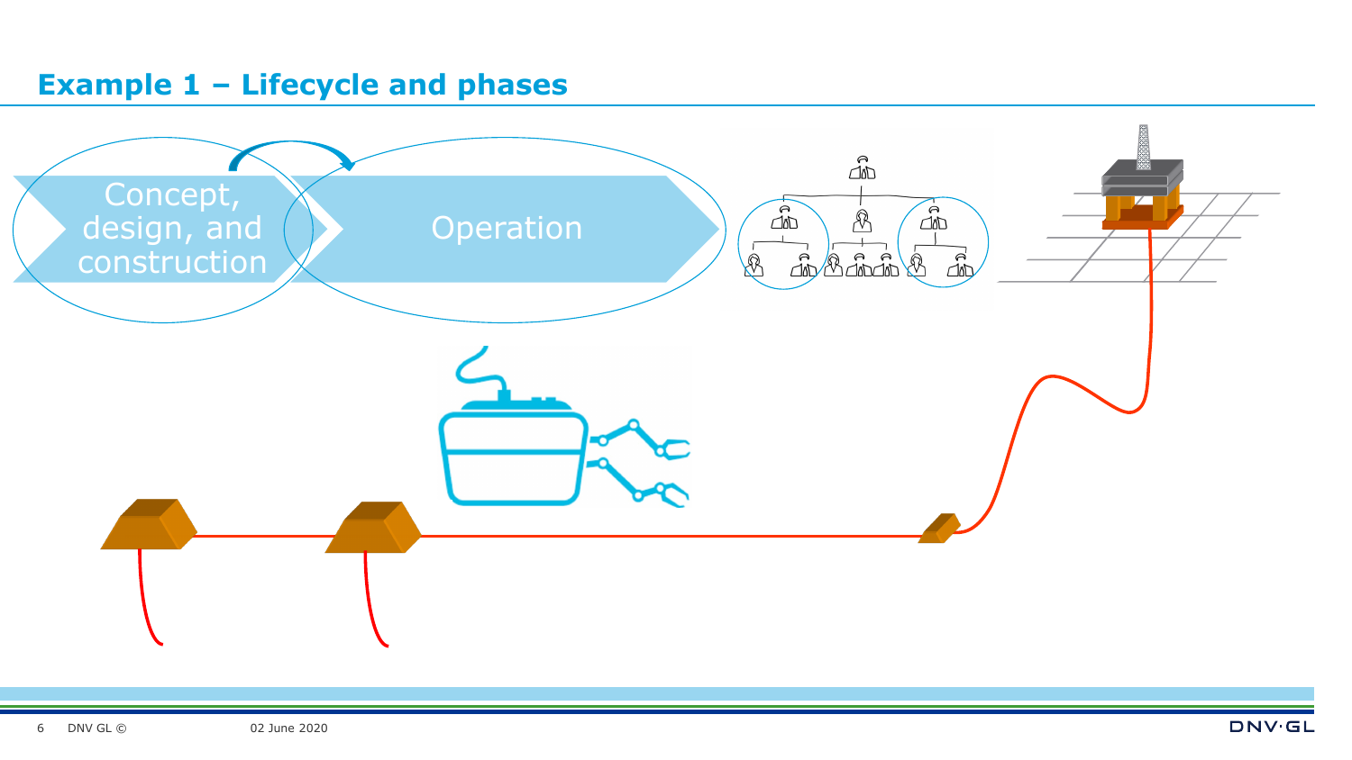## Example 1 – Lifecycle and phases

Concept, design, and construction

Operation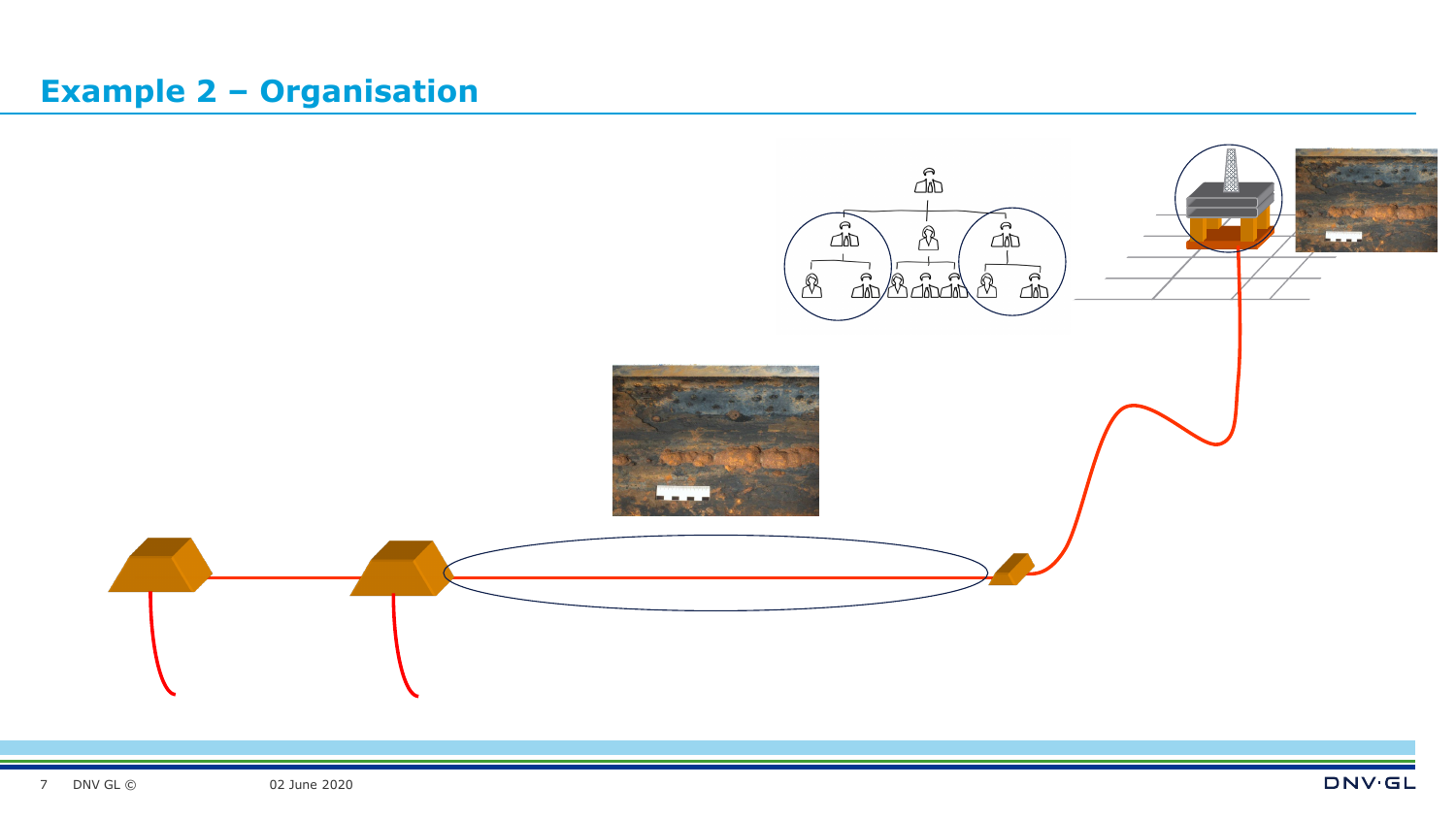## Example 2 – Organisation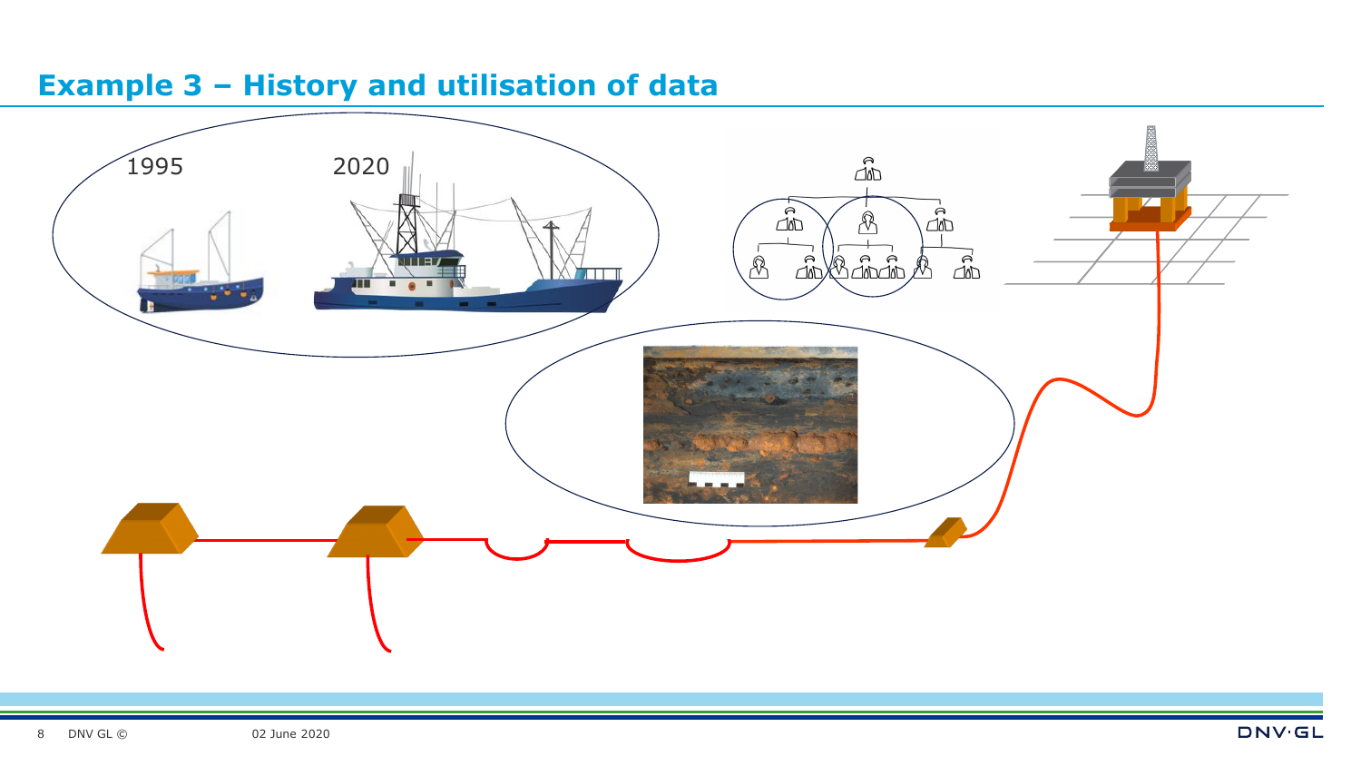# Example 3 – History and utilisation of data

1995

2020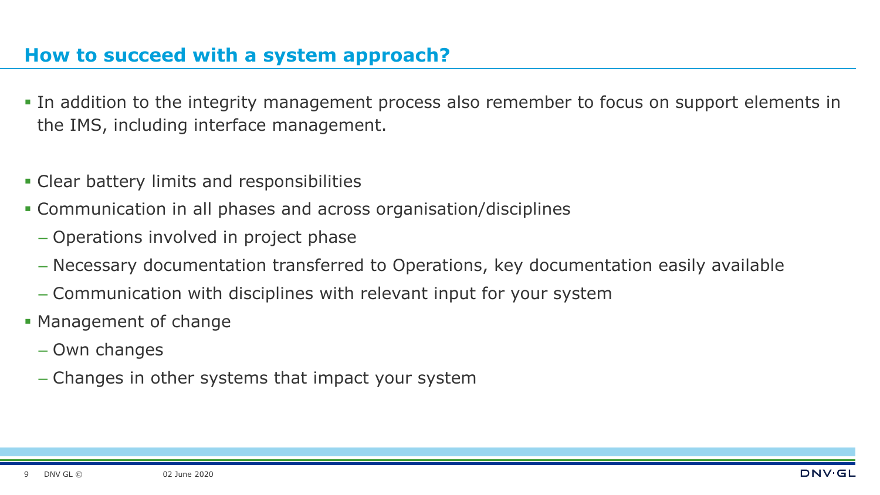## How to succeed with a system approach?

- In addition to the integrity management process also remember to focus on support elements in the IMS, including interface management.

- Clear battery limits and responsibilities
- Communication in all phases and across organisation/disciplines
  - Operations involved in project phase
  - Necessary documentation transferred to Operations, key documentation easily available
  - Communication with disciplines with relevant input for your system
- Management of change
  - Own changes
  - Changes in other systems that impact your system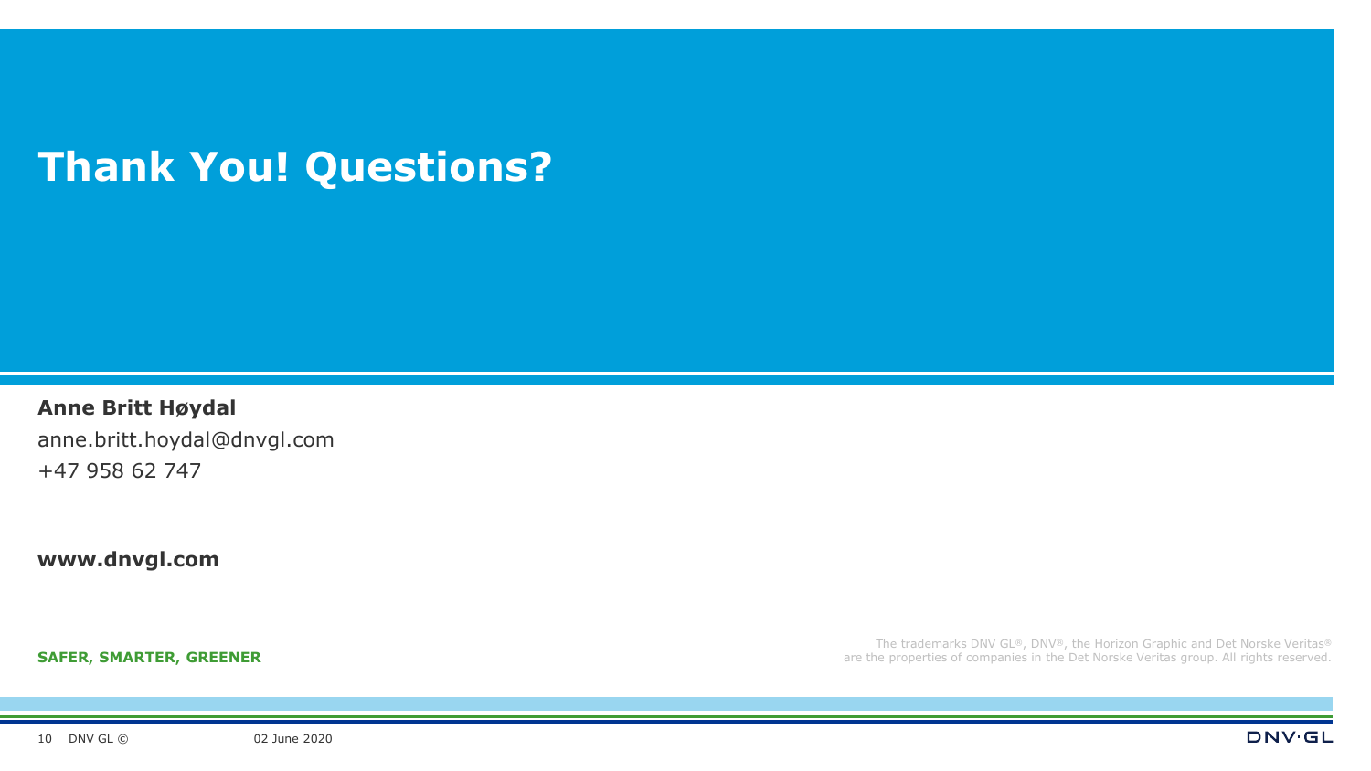# Thank You! Questions?

**Anne Britt Høydal**
anne.britt.hoydal@dnvgl.com
+47 958 62 747

**www.dnvgl.com**

**SAFER, SMARTER, GREENER**

The trademarks DNV GL®, DNV®, the Horizon Graphic and Det Norske Veritas® are the properties of companies in the Det Norske Veritas group. All rights reserved.